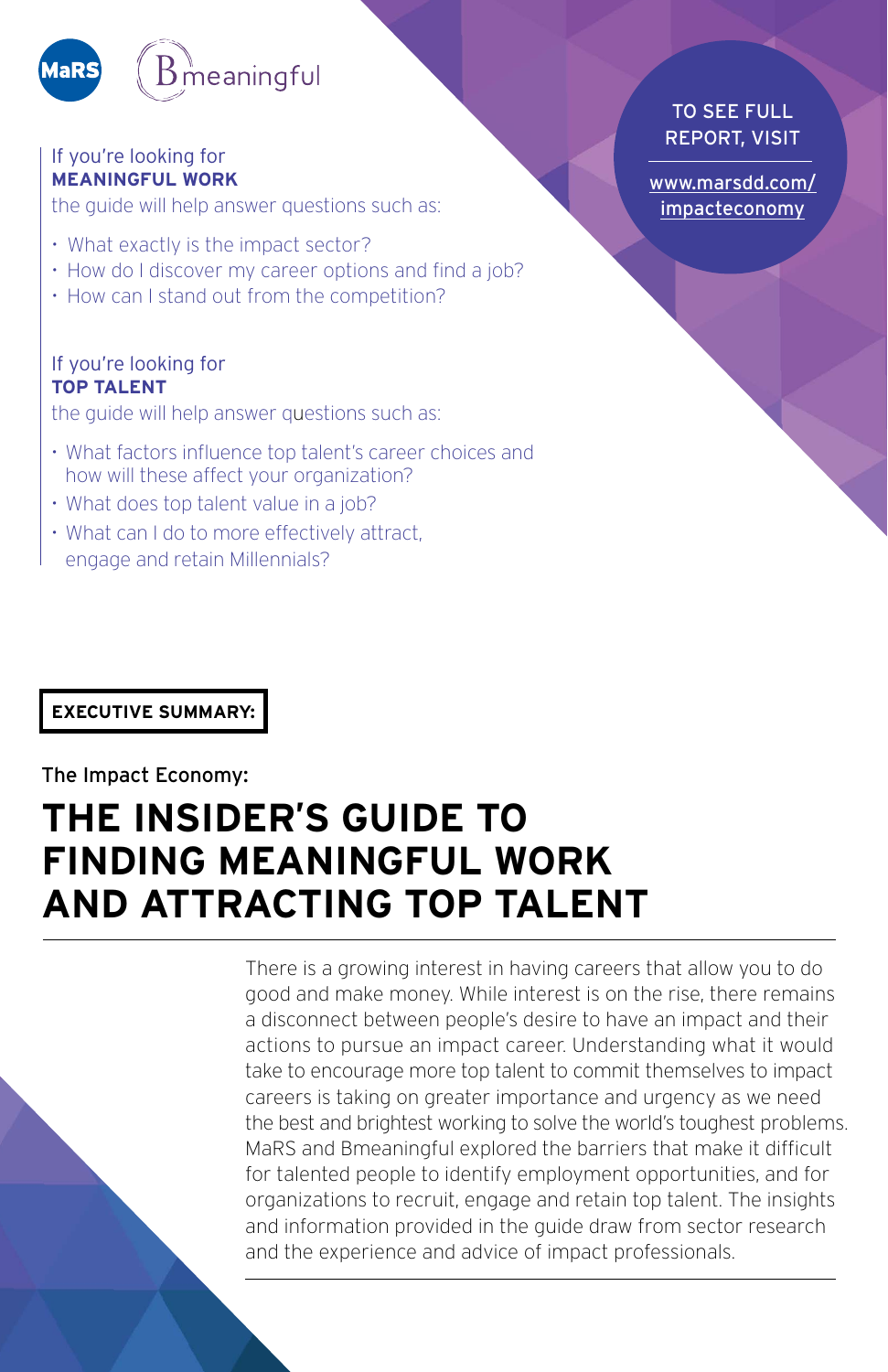MaRS Bmeaningful

If you're looking for
**MEANINGFUL WORK**
the guide will help answer questions such as:

- What exactly is the impact sector?
- How do I discover my career options and find a job?
- How can I stand out from the competition?

If you're looking for
**TOP TALENT**
the guide will help answer questions such as:

- What factors influence top talent's career choices and how will these affect your organization?
- What does top talent value in a job?
- What can I do to more effectively attract, engage and retain Millennials?

TO SEE FULL REPORT, VISIT

www.marsdd.com/impacteconomy

**EXECUTIVE SUMMARY:**

The Impact Economy:

# THE INSIDER'S GUIDE TO FINDING MEANINGFUL WORK AND ATTRACTING TOP TALENT

There is a growing interest in having careers that allow you to do good and make money. While interest is on the rise, there remains a disconnect between people's desire to have an impact and their actions to pursue an impact career. Understanding what it would take to encourage more top talent to commit themselves to impact careers is taking on greater importance and urgency as we need the best and brightest working to solve the world's toughest problems. MaRS and Bmeaningful explored the barriers that make it difficult for talented people to identify employment opportunities, and for organizations to recruit, engage and retain top talent. The insights and information provided in the guide draw from sector research and the experience and advice of impact professionals.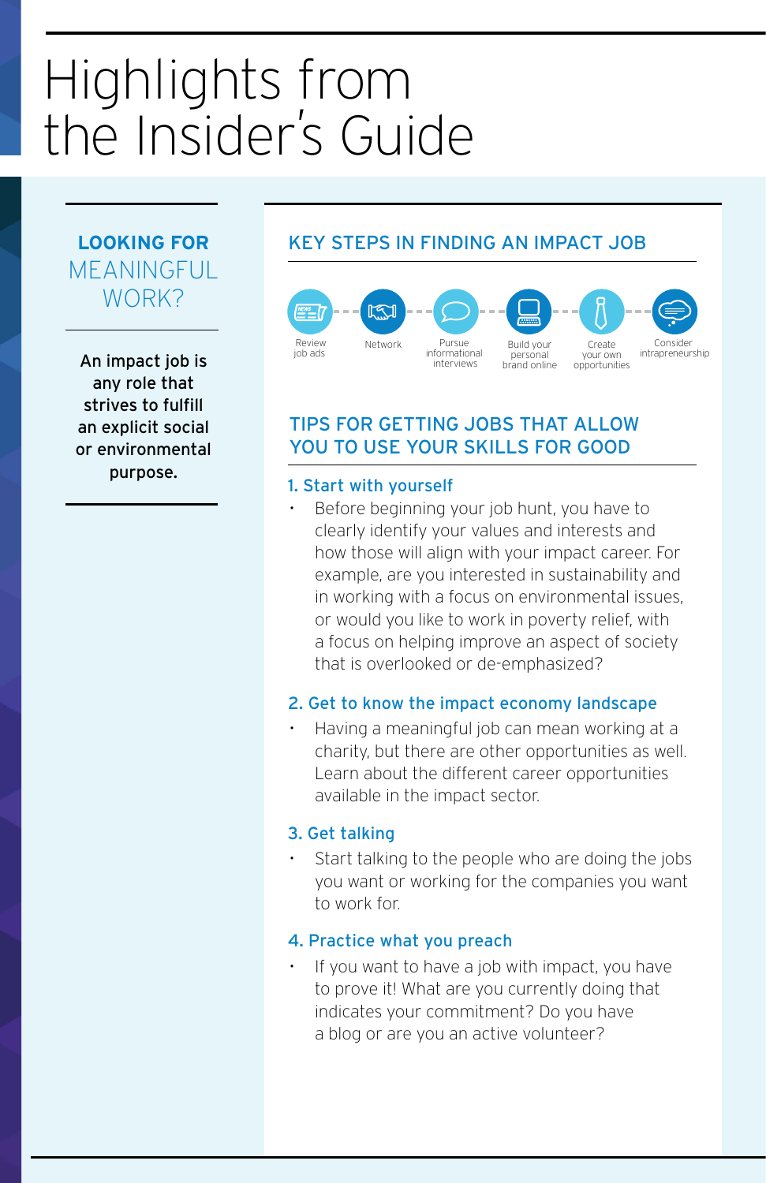# Highlights from the Insider's Guide

## LOOKING FOR MEANINGFUL WORK?

**An impact job is any role that strives to fulfill an explicit social or environmental purpose.**

## KEY STEPS IN FINDING AN IMPACT JOB

- Review job ads
- Network
- Pursue informational interviews
- Build your personal brand online
- Create your own opportunities
- Consider intrapreneurship

## TIPS FOR GETTING JOBS THAT ALLOW YOU TO USE YOUR SKILLS FOR GOOD

### 1. Start with yourself

- Before beginning your job hunt, you have to clearly identify your values and interests and how those will align with your impact career. For example, are you interested in sustainability and in working with a focus on environmental issues, or would you like to work in poverty relief, with a focus on helping improve an aspect of society that is overlooked or de-emphasized?

### 2. Get to know the impact economy landscape

- Having a meaningful job can mean working at a charity, but there are other opportunities as well. Learn about the different career opportunities available in the impact sector.

### 3. Get talking

- Start talking to the people who are doing the jobs you want or working for the companies you want to work for.

### 4. Practice what you preach

- If you want to have a job with impact, you have to prove it! What are you currently doing that indicates your commitment? Do you have a blog or are you an active volunteer?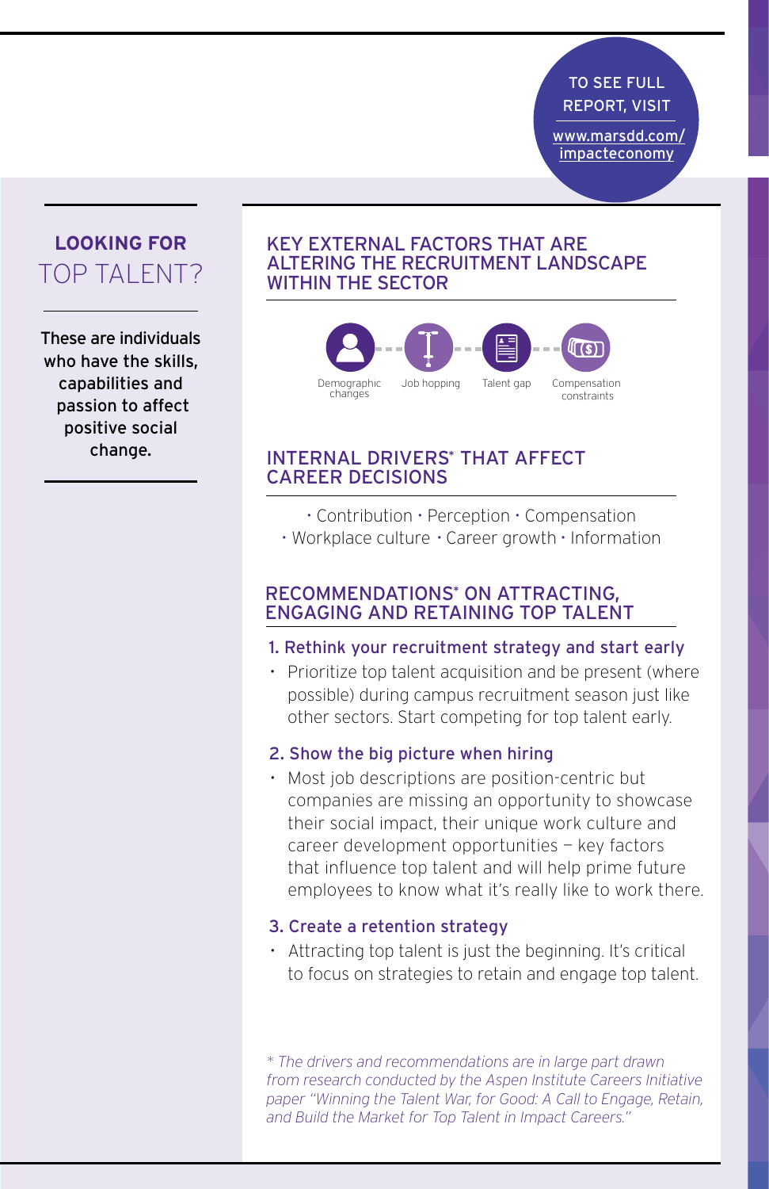TO SEE FULL REPORT, VISIT

www.marsdd.com/impacteconomy

## LOOKING FOR TOP TALENT?

**These are individuals who have the skills, capabilities and passion to affect positive social change.**

## KEY EXTERNAL FACTORS THAT ARE ALTERING THE RECRUITMENT LANDSCAPE WITHIN THE SECTOR

Demographic changes · Job hopping · Talent gap · Compensation constraints

## INTERNAL DRIVERS* THAT AFFECT CAREER DECISIONS

· Contribution · Perception · Compensation
· Workplace culture · Career growth · Information

## RECOMMENDATIONS* ON ATTRACTING, ENGAGING AND RETAINING TOP TALENT

### 1. Rethink your recruitment strategy and start early

- Prioritize top talent acquisition and be present (where possible) during campus recruitment season just like other sectors. Start competing for top talent early.

### 2. Show the big picture when hiring

- Most job descriptions are position-centric but companies are missing an opportunity to showcase their social impact, their unique work culture and career development opportunities – key factors that influence top talent and will help prime future employees to know what it's really like to work there.

### 3. Create a retention strategy

- Attracting top talent is just the beginning. It's critical to focus on strategies to retain and engage top talent.

*\* The drivers and recommendations are in large part drawn from research conducted by the Aspen Institute Careers Initiative paper "Winning the Talent War, for Good: A Call to Engage, Retain, and Build the Market for Top Talent in Impact Careers."*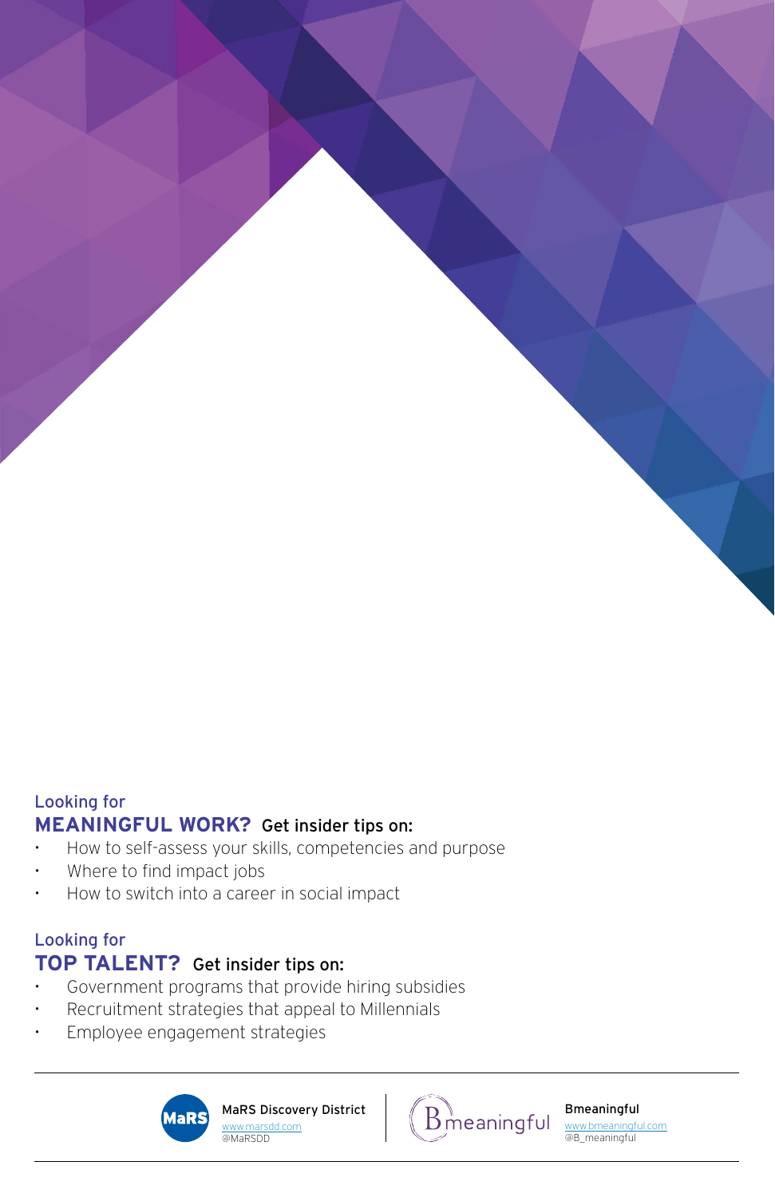## Looking for **MEANINGFUL WORK?** Get insider tips on:

- How to self-assess your skills, competencies and purpose
- Where to find impact jobs
- How to switch into a career in social impact

## Looking for **TOP TALENT?** Get insider tips on:

- Government programs that provide hiring subsidies
- Recruitment strategies that appeal to Millennials
- Employee engagement strategies

---

MaRS Discovery District
www.marsdd.com
@MaRSDD

Bmeaningful
www.bmeaningful.com
@B_meaningful